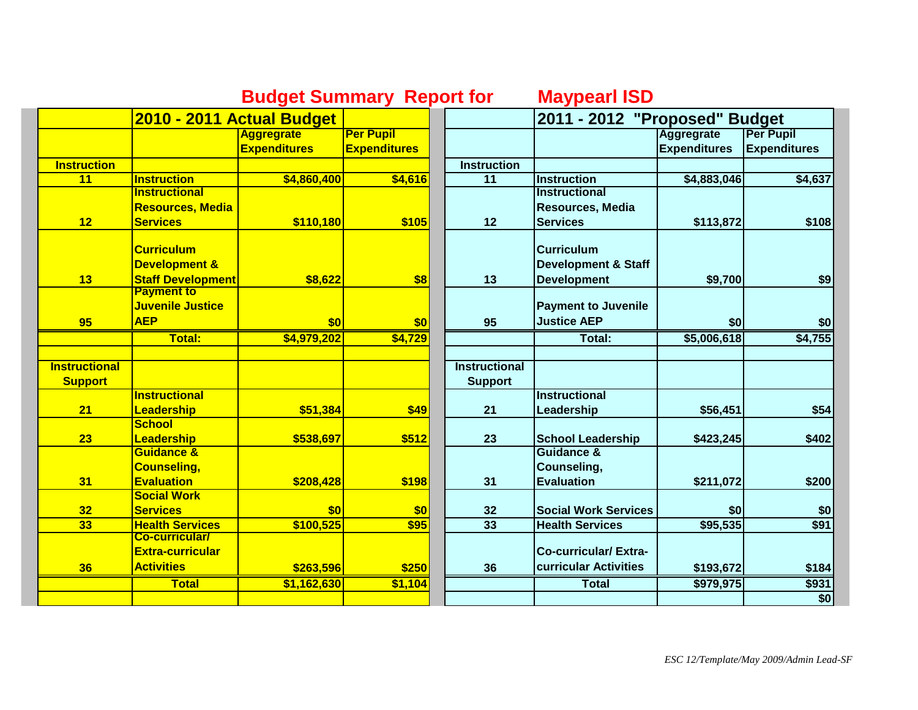# Budget Summary Report for Maypearl ISD

| | 2010 - 2011 Actual Budget | | | | 2011 - 2012 "Proposed" Budget | | |
|---|---|---|---|---|---|---|---|
| | | Aggregrate Expenditures | Per Pupil Expenditures | | | Aggregrate Expenditures | Per Pupil Expenditures |
| **Instruction** | | | | **Instruction** | | | |
| 11 | Instruction | $4,860,400 | $4,616 | 11 | Instruction | $4,883,046 | $4,637 |
| 12 | Instructional Resources, Media Services | $110,180 | $105 | 12 | Instructional Resources, Media Services | $113,872 | $108 |
| 13 | Curriculum Development & Staff Development | $8,622 | $8 | 13 | Curriculum Development & Staff Development | $9,700 | $9 |
| 95 | Payment to Juvenile Justice AEP | $0 | $0 | 95 | Payment to Juvenile Justice AEP | $0 | $0 |
| | **Total:** | $4,979,202 | $4,729 | | **Total:** | $5,006,618 | $4,755 |
| | | | | | | | |
| **Instructional Support** | | | | **Instructional Support** | | | |
| 21 | Instructional Leadership | $51,384 | $49 | 21 | Instructional Leadership | $56,451 | $54 |
| 23 | School Leadership | $538,697 | $512 | 23 | School Leadership | $423,245 | $402 |
| 31 | Guidance & Counseling, Evaluation | $208,428 | $198 | 31 | Guidance & Counseling, Evaluation | $211,072 | $200 |
| 32 | Social Work Services | $0 | $0 | 32 | Social Work Services | $0 | $0 |
| 33 | Health Services | $100,525 | $95 | 33 | Health Services | $95,535 | $91 |
| 36 | Co-curricular/ Extra-curricular Activities | $263,596 | $250 | 36 | Co-curricular/ Extra-curricular Activities | $193,672 | $184 |
| | **Total** | $1,162,630 | $1,104 | | **Total** | $979,975 | $931 |
| | | | | | | | $0 |

*ESC 12/Template/May 2009/Admin Lead-SF*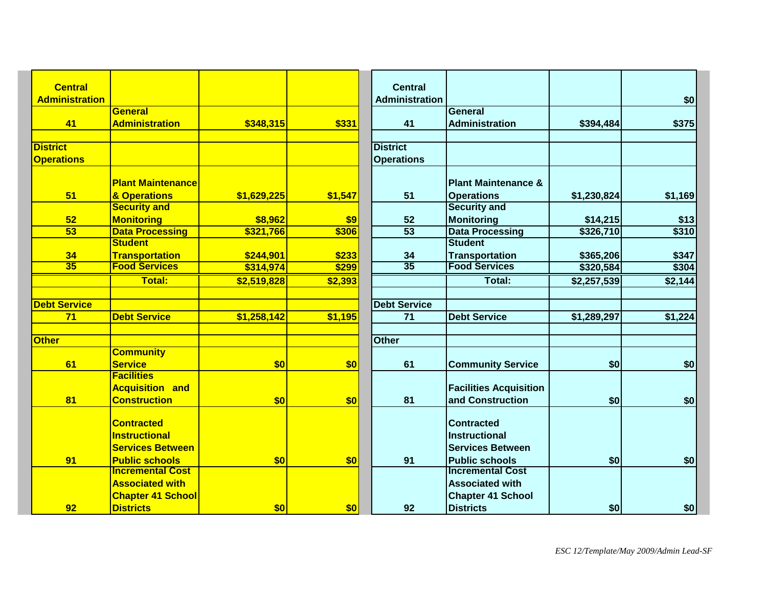| Central Administration | | | |
|---|---|---|---|
| 41 | General Administration | $348,315 | $331 |
| | | | |
| District Operations | | | |
| 51 | Plant Maintenance & Operations | $1,629,225 | $1,547 |
| 52 | Security and Monitoring | $8,962 | $9 |
| 53 | Data Processing | $321,766 | $306 |
| 34 | Student Transportation | $244,901 | $233 |
| 35 | Food Services | $314,974 | $299 |
| | Total: | $2,519,828 | $2,393 |
| | | | |
| Debt Service | | | |
| 71 | Debt Service | $1,258,142 | $1,195 |
| | | | |
| Other | | | |
| 61 | Community Service | $0 | $0 |
| 81 | Facilities Acquisition and Construction | $0 | $0 |
| 91 | Contracted Instructional Services Between Public schools | $0 | $0 |
| 92 | Incremental Cost Associated with Chapter 41 School Districts | $0 | $0 |

| Central Administration | | | $0 |
|---|---|---|---|
| 41 | General Administration | $394,484 | $375 |
| | | | |
| District Operations | | | |
| 51 | Plant Maintenance & Operations | $1,230,824 | $1,169 |
| 52 | Security and Monitoring | $14,215 | $13 |
| 53 | Data Processing | $326,710 | $310 |
| 34 | Student Transportation | $365,206 | $347 |
| 35 | Food Services | $320,584 | $304 |
| | Total: | $2,257,539 | $2,144 |
| | | | |
| Debt Service | | | |
| 71 | Debt Service | $1,289,297 | $1,224 |
| | | | |
| Other | | | |
| 61 | Community Service | $0 | $0 |
| 81 | Facilities Acquisition and Construction | $0 | $0 |
| 91 | Contracted Instructional Services Between Public schools | $0 | $0 |
| 92 | Incremental Cost Associated with Chapter 41 School Districts | $0 | $0 |

*ESC 12/Template/May 2009/Admin Lead-SF*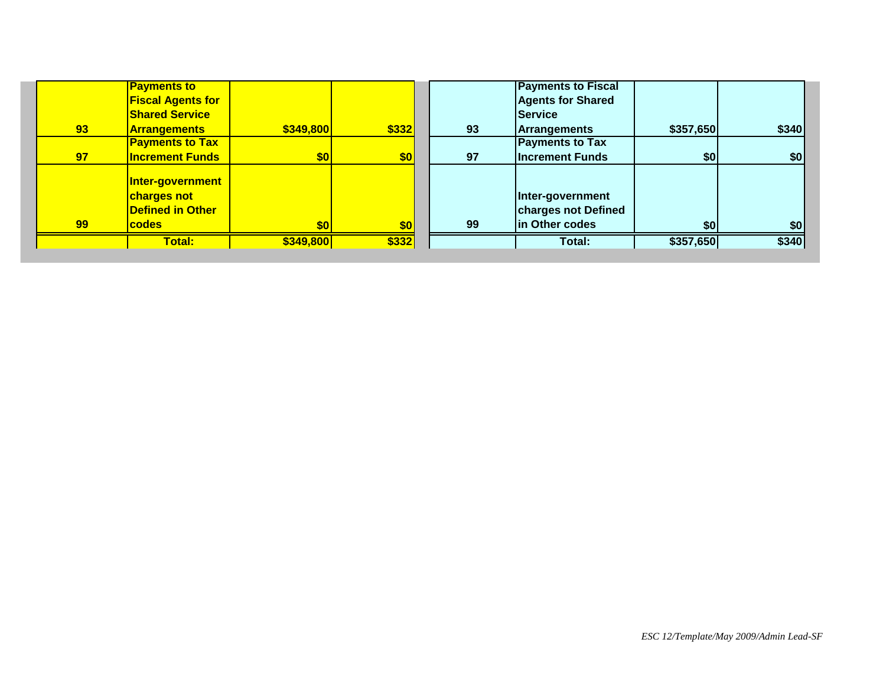| | | | |
|---|---|---|---|
| 93 | Payments to Fiscal Agents for Shared Service Arrangements | $349,800 | $332 |
| 97 | Payments to Tax Increment Funds | $0 | $0 |
| 99 | Inter-government charges not Defined in Other codes | $0 | $0 |
| | Total: | $349,800 | $332 |

| | | | |
|---|---|---|---|
| 93 | Payments to Fiscal Agents for Shared Service Arrangements | $357,650 | $340 |
| 97 | Payments to Tax Increment Funds | $0 | $0 |
| 99 | Inter-government charges not Defined in Other codes | $0 | $0 |
| | Total: | $357,650 | $340 |

*ESC 12/Template/May 2009/Admin Lead-SF*